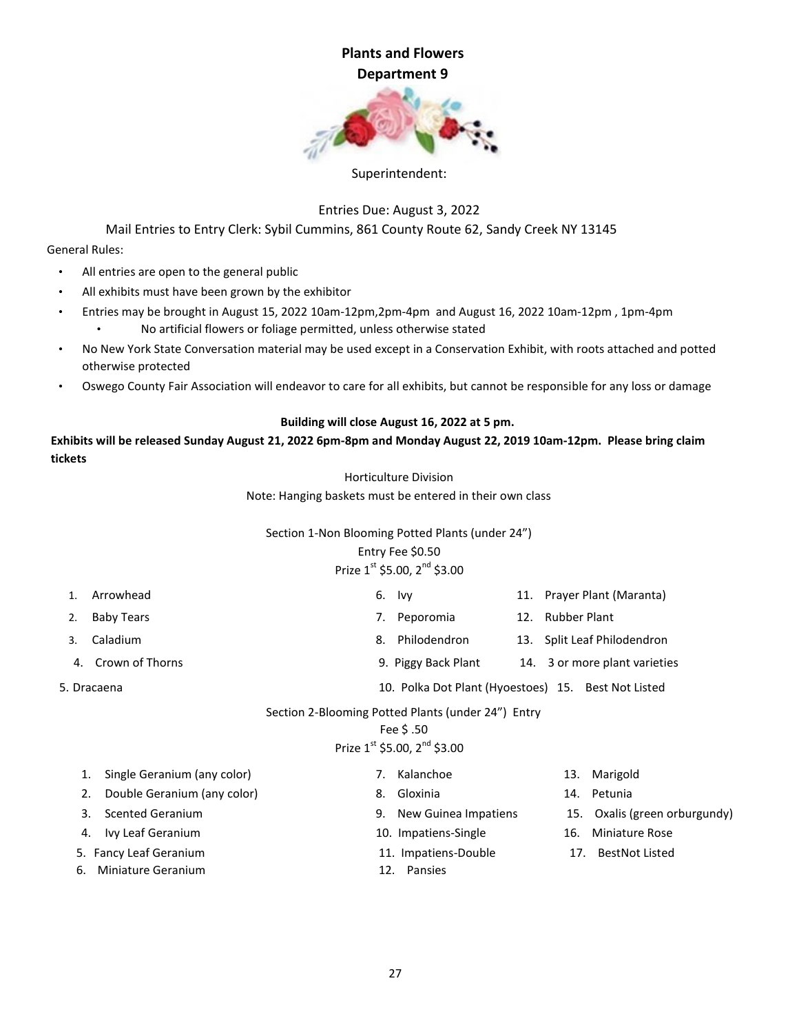# Plants and Flowers
## Department 9

Superintendent:

Entries Due: August 3, 2022

Mail Entries to Entry Clerk: Sybil Cummins, 861 County Route 62, Sandy Creek NY 13145

General Rules:

- All entries are open to the general public
- All exhibits must have been grown by the exhibitor
- Entries may be brought in August 15, 2022 10am-12pm,2pm-4pm and August 16, 2022 10am-12pm , 1pm-4pm
    - No artificial flowers or foliage permitted, unless otherwise stated
- No New York State Conversation material may be used except in a Conservation Exhibit, with roots attached and potted otherwise protected
- Oswego County Fair Association will endeavor to care for all exhibits, but cannot be responsible for any loss or damage

**Building will close August 16, 2022 at 5 pm.**

**Exhibits will be released Sunday August 21, 2022 6pm-8pm and Monday August 22, 2019 10am-12pm. Please bring claim tickets**

### Horticulture Division

Note: Hanging baskets must be entered in their own class

#### Section 1-Non Blooming Potted Plants (under 24")

Entry Fee $0.50

Prize 1st $5.00, 2nd $3.00

1. Arrowhead
2. Baby Tears
3. Caladium
4. Crown of Thorns
5. Dracaena
6. Ivy
7. Peporomia
8. Philodendron
9. Piggy Back Plant
10. Polka Dot Plant (Hyoestoes)
11. Prayer Plant (Maranta)
12. Rubber Plant
13. Split Leaf Philodendron
14. 3 or more plant varieties
15. Best Not Listed

#### Section 2-Blooming Potted Plants (under 24") Entry Fee $ .50

Prize 1st $5.00, 2nd $3.00

1. Single Geranium (any color)
2. Double Geranium (any color)
3. Scented Geranium
4. Ivy Leaf Geranium
5. Fancy Leaf Geranium
6. Miniature Geranium
7. Kalanchoe
8. Gloxinia
9. New Guinea Impatiens
10. Impatiens-Single
11. Impatiens-Double
12. Pansies
13. Marigold
14. Petunia
15. Oxalis (green orburgundy)
16. Miniature Rose
17. BestNot Listed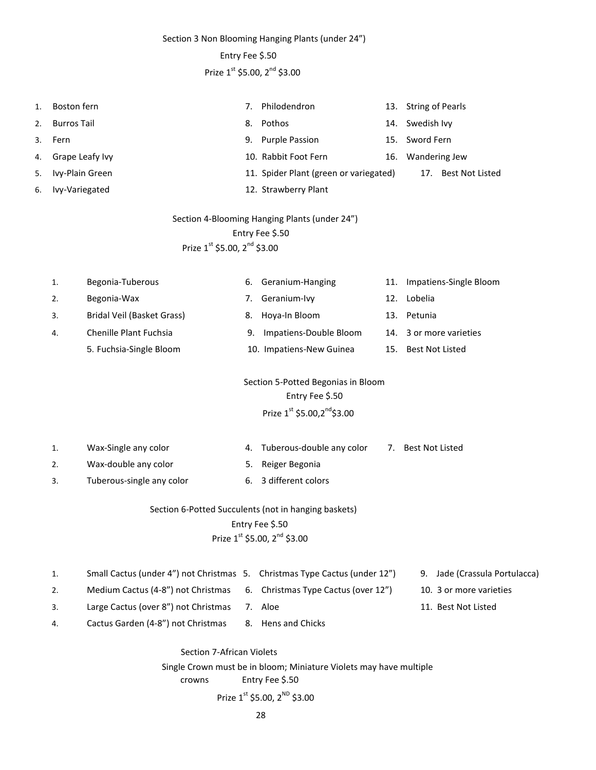## Section 3 Non Blooming Hanging Plants (under 24")

Entry Fee $.50

Prize 1st $5.00, 2nd $3.00

1. Boston fern
2. Burros Tail
3. Fern
4. Grape Leafy Ivy
5. Ivy-Plain Green
6. Ivy-Variegated
7. Philodendron
8. Pothos
9. Purple Passion
10. Rabbit Foot Fern
11. Spider Plant (green or variegated)
12. Strawberry Plant
13. String of Pearls
14. Swedish Ivy
15. Sword Fern
16. Wandering Jew
17. Best Not Listed

## Section 4-Blooming Hanging Plants (under 24")

Entry Fee $.50

Prize 1st $5.00, 2nd $3.00

1. Begonia-Tuberous
2. Begonia-Wax
3. Bridal Veil (Basket Grass)
4. Chenille Plant Fuchsia
5. Fuchsia-Single Bloom
6. Geranium-Hanging
7. Geranium-Ivy
8. Hoya-In Bloom
9. Impatiens-Double Bloom
10. Impatiens-New Guinea
11. Impatiens-Single Bloom
12. Lobelia
13. Petunia
14. 3 or more varieties
15. Best Not Listed

## Section 5-Potted Begonias in Bloom

Entry Fee $.50

Prize 1st $5.00,2nd$3.00

1. Wax-Single any color
2. Wax-double any color
3. Tuberous-single any color
4. Tuberous-double any color
5. Reiger Begonia
6. 3 different colors
7. Best Not Listed

## Section 6-Potted Succulents (not in hanging baskets)

Entry Fee $.50

Prize 1st $5.00, 2nd $3.00

1. Small Cactus (under 4") not Christmas
2. Medium Cactus (4-8") not Christmas
3. Large Cactus (over 8") not Christmas
4. Cactus Garden (4-8") not Christmas
5. Christmas Type Cactus (under 12")
6. Christmas Type Cactus (over 12")
7. Aloe
8. Hens and Chicks
9. Jade (Crassula Portulacca)
10. 3 or more varieties
11. Best Not Listed

## Section 7-African Violets

Single Crown must be in bloom; Miniature Violets may have multiple crowns Entry Fee $.50

Prize 1st $5.00, 2ND $3.00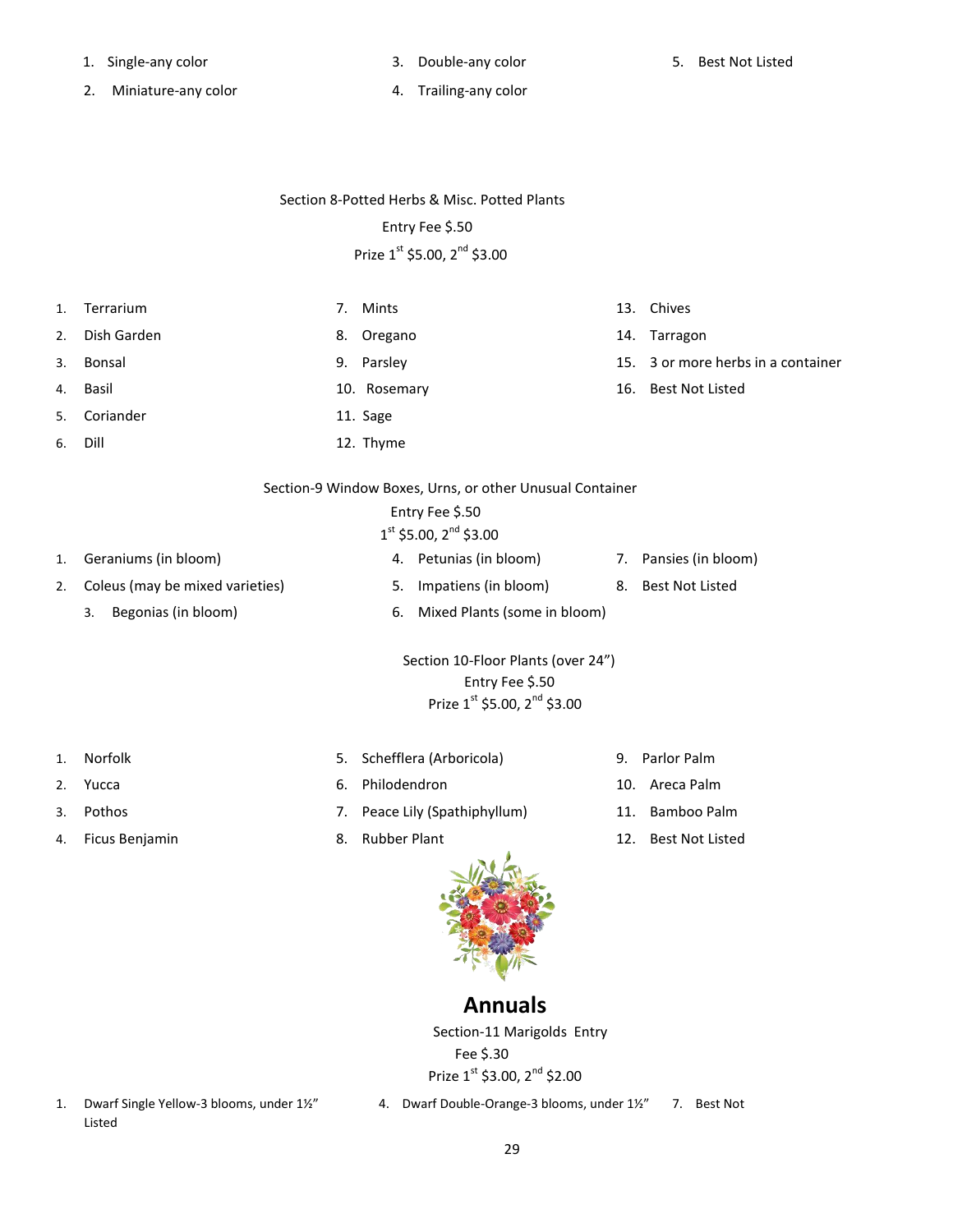1. Single-any color
2. Miniature-any color
3. Double-any color
4. Trailing-any color
5. Best Not Listed

Section 8-Potted Herbs & Misc. Potted Plants

Entry Fee $.50

Prize 1st $5.00, 2nd $3.00

1. Terrarium
2. Dish Garden
3. Bonsai
4. Basil
5. Coriander
6. Dill
7. Mints
8. Oregano
9. Parsley
10. Rosemary
11. Sage
12. Thyme
13. Chives
14. Tarragon
15. 3 or more herbs in a container
16. Best Not Listed

Section-9 Window Boxes, Urns, or other Unusual Container

Entry Fee $.50

1st $5.00, 2nd $3.00

1. Geraniums (in bloom)
2. Coleus (may be mixed varieties)
3. Begonias (in bloom)
4. Petunias (in bloom)
5. Impatiens (in bloom)
6. Mixed Plants (some in bloom)
7. Pansies (in bloom)
8. Best Not Listed

Section 10-Floor Plants (over 24")

Entry Fee $.50

Prize 1st $5.00, 2nd $3.00

1. Norfolk
2. Yucca
3. Pothos
4. Ficus Benjamin
5. Schefflera (Arboricola)
6. Philodendron
7. Peace Lily (Spathiphyllum)
8. Rubber Plant
9. Parlor Palm
10. Areca Palm
11. Bamboo Palm
12. Best Not Listed

## Annuals

Section-11 Marigolds Entry Fee $.30

Prize 1st $3.00, 2nd $2.00

1. Dwarf Single Yellow-3 blooms, under 1½"
4. Dwarf Double-Orange-3 blooms, under 1½"
7. Best Not Listed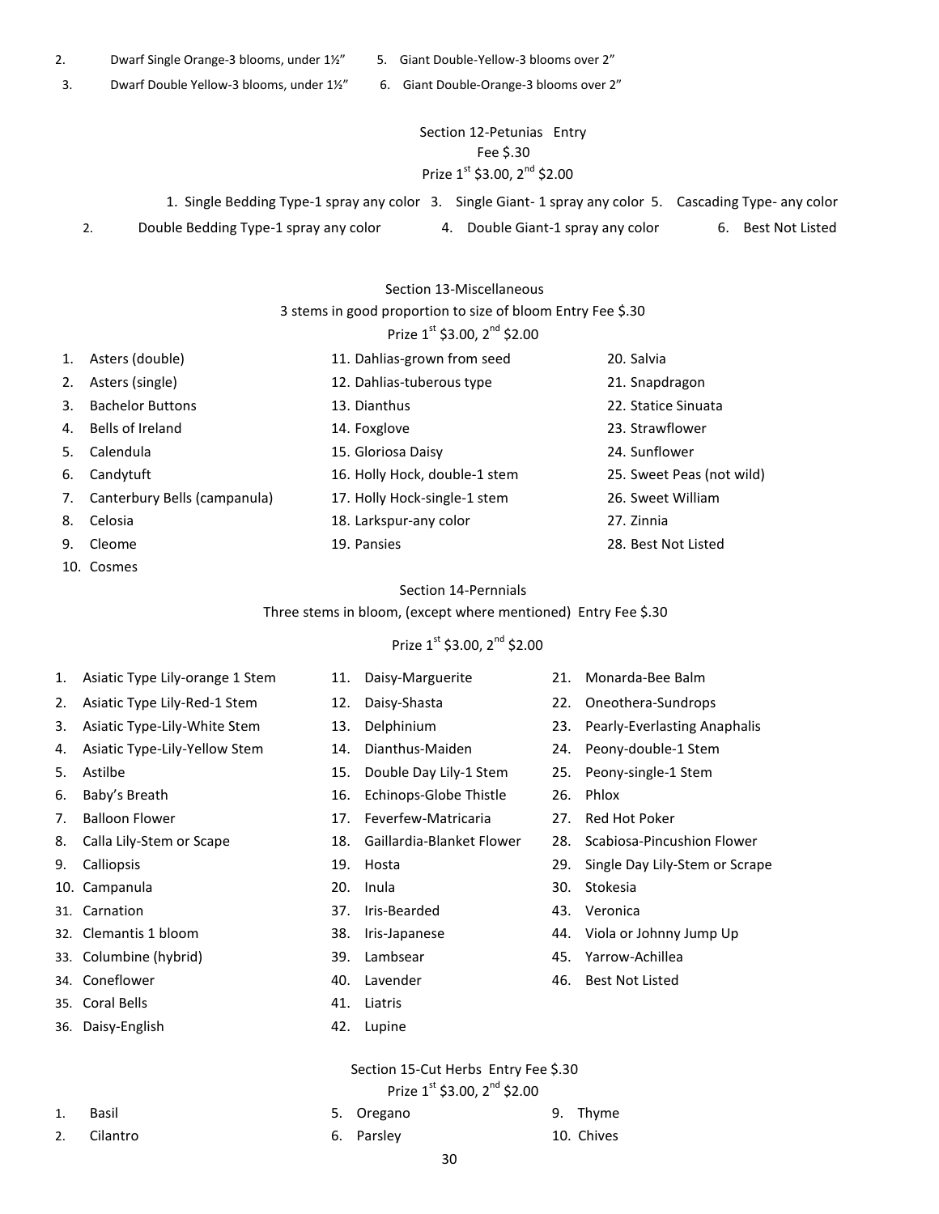2. Dwarf Single Orange-3 blooms, under 1½"
3. Dwarf Double Yellow-3 blooms, under 1½"
5. Giant Double-Yellow-3 blooms over 2"
6. Giant Double-Orange-3 blooms over 2"

## Section 12-Petunias Entry Fee $.30

Prize 1st $3.00, 2nd $2.00

1. Single Bedding Type-1 spray any color
2. Double Bedding Type-1 spray any color
3. Single Giant- 1 spray any color
4. Double Giant-1 spray any color
5. Cascading Type- any color
6. Best Not Listed

## Section 13-Miscellaneous

3 stems in good proportion to size of bloom Entry Fee $.30

Prize 1st $3.00, 2nd $2.00

1. Asters (double)
2. Asters (single)
3. Bachelor Buttons
4. Bells of Ireland
5. Calendula
6. Candytuft
7. Canterbury Bells (campanula)
8. Celosia
9. Cleome
10. Cosmes
11. Dahlias-grown from seed
12. Dahlias-tuberous type
13. Dianthus
14. Foxglove
15. Gloriosa Daisy
16. Holly Hock, double-1 stem
17. Holly Hock-single-1 stem
18. Larkspur-any color
19. Pansies
20. Salvia
21. Snapdragon
22. Statice Sinuata
23. Strawflower
24. Sunflower
25. Sweet Peas (not wild)
26. Sweet William
27. Zinnia
28. Best Not Listed

## Section 14-Pernnials

Three stems in bloom, (except where mentioned) Entry Fee $.30

Prize 1st $3.00, 2nd $2.00

1. Asiatic Type Lily-orange 1 Stem
2. Asiatic Type Lily-Red-1 Stem
3. Asiatic Type-Lily-White Stem
4. Asiatic Type-Lily-Yellow Stem
5. Astilbe
6. Baby's Breath
7. Balloon Flower
8. Calla Lily-Stem or Scape
9. Calliopsis
10. Campanula
11. Daisy-Marguerite
12. Daisy-Shasta
13. Delphinium
14. Dianthus-Maiden
15. Double Day Lily-1 Stem
16. Echinops-Globe Thistle
17. Feverfew-Matricaria
18. Gaillardia-Blanket Flower
19. Hosta
20. Inula
21. Monarda-Bee Balm
22. Oneothera-Sundrops
23. Pearly-Everlasting Anaphalis
24. Peony-double-1 Stem
25. Peony-single-1 Stem
26. Phlox
27. Red Hot Poker
28. Scabiosa-Pincushion Flower
29. Single Day Lily-Stem or Scrape
30. Stokesia
31. Carnation
32. Clemantis 1 bloom
33. Columbine (hybrid)
34. Coneflower
35. Coral Bells
36. Daisy-English
37. Iris-Bearded
38. Iris-Japanese
39. Lambsear
40. Lavender
41. Liatris
42. Lupine
43. Veronica
44. Viola or Johnny Jump Up
45. Yarrow-Achillea
46. Best Not Listed

## Section 15-Cut Herbs Entry Fee $.30

Prize 1st $3.00, 2nd $2.00

1. Basil
2. Cilantro
5. Oregano
6. Parsley
9. Thyme
10. Chives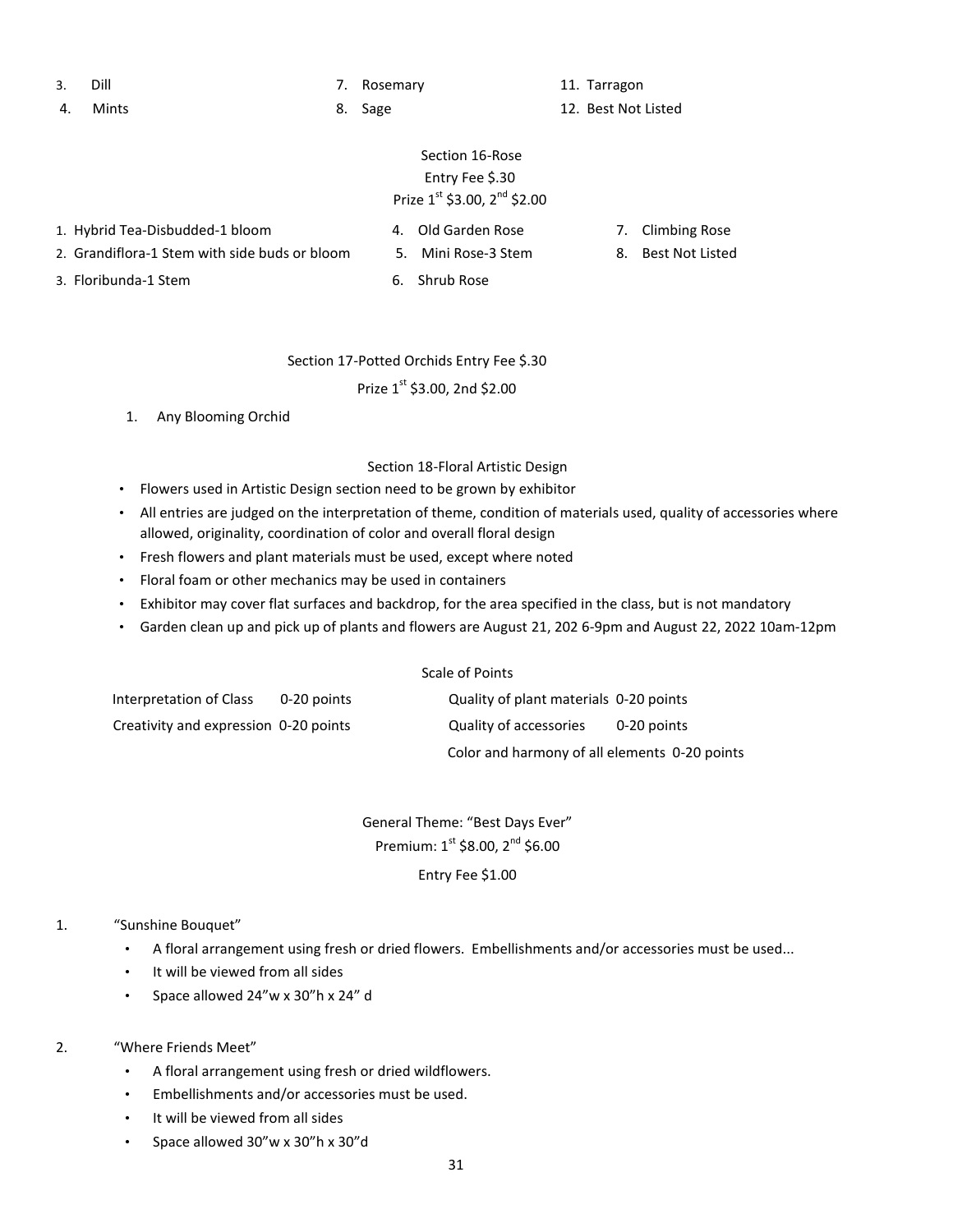3. Dill
4. Mints
7. Rosemary
8. Sage
11. Tarragon
12. Best Not Listed

## Section 16-Rose

Entry Fee $.30

Prize 1st $3.00, 2nd $2.00

1. Hybrid Tea-Disbudded-1 bloom
2. Grandiflora-1 Stem with side buds or bloom
3. Floribunda-1 Stem
4. Old Garden Rose
5. Mini Rose-3 Stem
6. Shrub Rose
7. Climbing Rose
8. Best Not Listed

## Section 17-Potted Orchids Entry Fee $.30

Prize 1st $3.00, 2nd $2.00

1. Any Blooming Orchid

## Section 18-Floral Artistic Design

- Flowers used in Artistic Design section need to be grown by exhibitor
- All entries are judged on the interpretation of theme, condition of materials used, quality of accessories where allowed, originality, coordination of color and overall floral design
- Fresh flowers and plant materials must be used, except where noted
- Floral foam or other mechanics may be used in containers
- Exhibitor may cover flat surfaces and backdrop, for the area specified in the class, but is not mandatory
- Garden clean up and pick up of plants and flowers are August 21, 202 6-9pm and August 22, 2022 10am-12pm

### Scale of Points

| | | | |
|---|---|---|---|
| Interpretation of Class | 0-20 points | Quality of plant materials | 0-20 points |
| Creativity and expression | 0-20 points | Quality of accessories | 0-20 points |
| | | Color and harmony of all elements | 0-20 points |

### General Theme: "Best Days Ever"

Premium: 1st $8.00, 2nd $6.00

Entry Fee $1.00

1. "Sunshine Bouquet"
   - A floral arrangement using fresh or dried flowers. Embellishments and/or accessories must be used...
   - It will be viewed from all sides
   - Space allowed 24"w x 30"h x 24" d

2. "Where Friends Meet"
   - A floral arrangement using fresh or dried wildflowers.
   - Embellishments and/or accessories must be used.
   - It will be viewed from all sides
   - Space allowed 30"w x 30"h x 30"d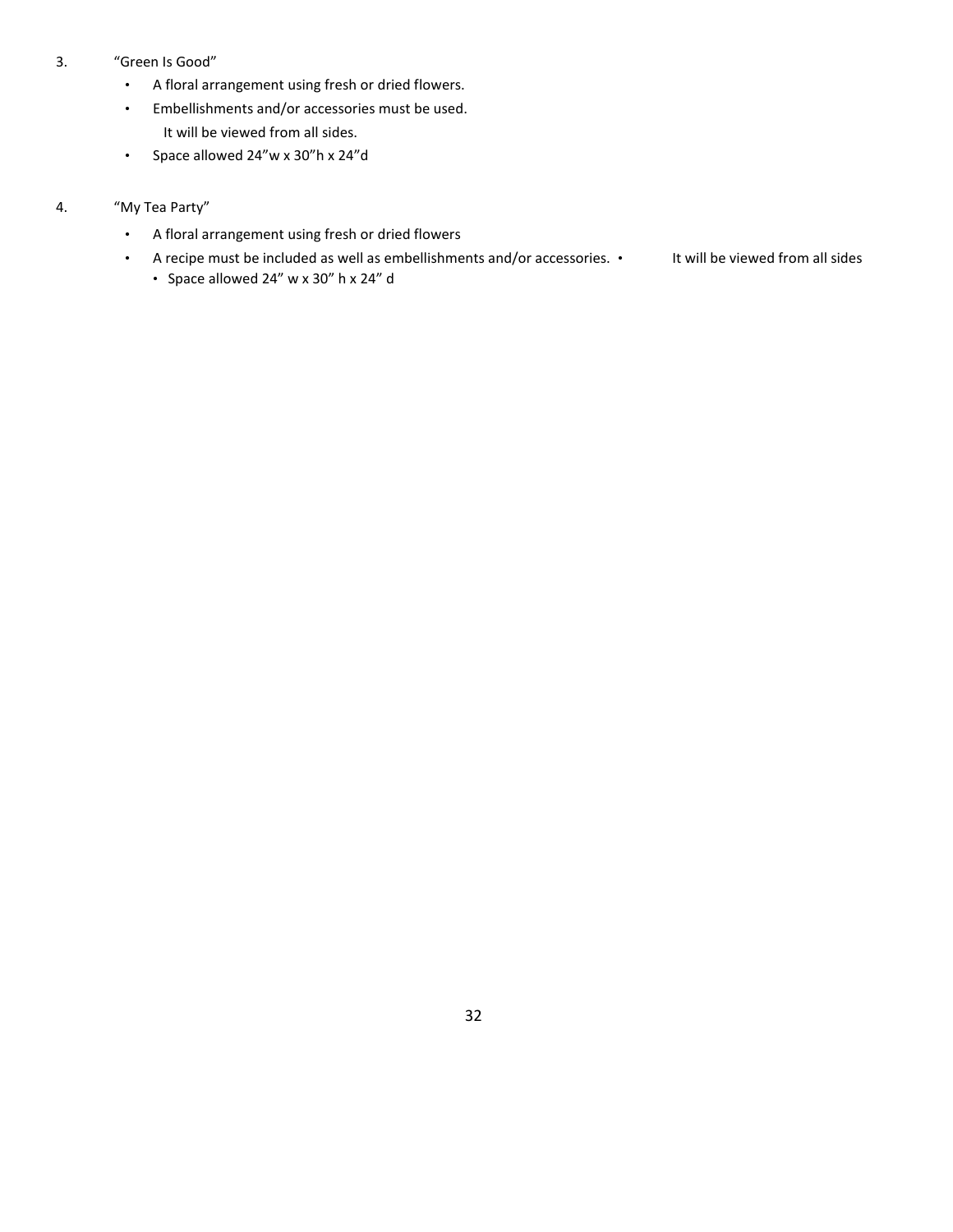3. “Green Is Good”
    - A floral arrangement using fresh or dried flowers.
    - Embellishments and/or accessories must be used.
      It will be viewed from all sides.
    - Space allowed 24”w x 30”h x 24”d

4. “My Tea Party”
    - A floral arrangement using fresh or dried flowers
    - A recipe must be included as well as embellishments and/or accessories.
    - It will be viewed from all sides
    - Space allowed 24” w x 30” h x 24” d